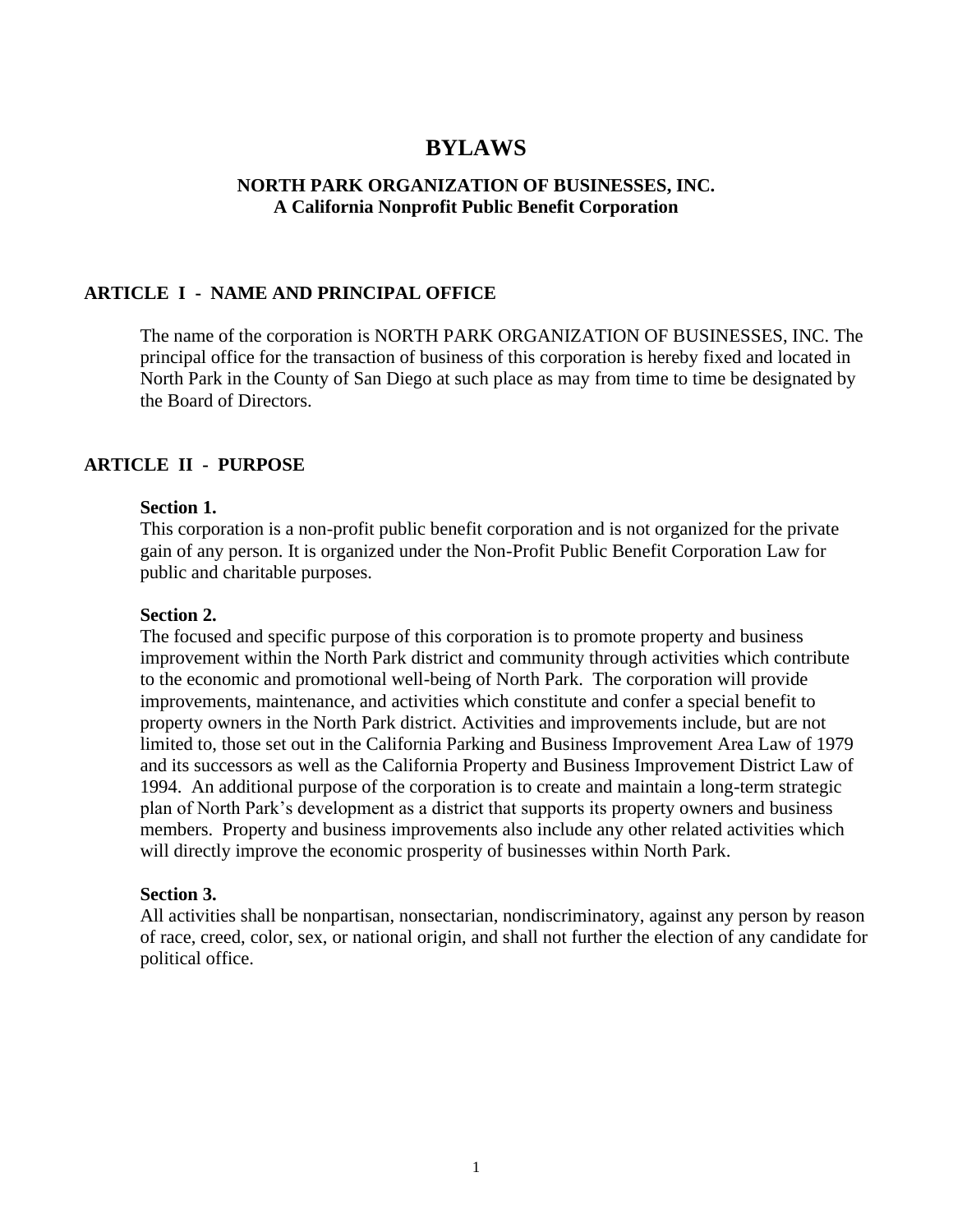# BYLAWS

**NORTH PARK ORGANIZATION OF BUSINESSES, INC.**
**A California Nonprofit Public Benefit Corporation**

## ARTICLE I - NAME AND PRINCIPAL OFFICE

The name of the corporation is NORTH PARK ORGANIZATION OF BUSINESSES, INC. The principal office for the transaction of business of this corporation is hereby fixed and located in North Park in the County of San Diego at such place as may from time to time be designated by the Board of Directors.

## ARTICLE II - PURPOSE

**Section 1.**
This corporation is a non-profit public benefit corporation and is not organized for the private gain of any person. It is organized under the Non-Profit Public Benefit Corporation Law for public and charitable purposes.

**Section 2.**
The focused and specific purpose of this corporation is to promote property and business improvement within the North Park district and community through activities which contribute to the economic and promotional well-being of North Park. The corporation will provide improvements, maintenance, and activities which constitute and confer a special benefit to property owners in the North Park district. Activities and improvements include, but are not limited to, those set out in the California Parking and Business Improvement Area Law of 1979 and its successors as well as the California Property and Business Improvement District Law of 1994. An additional purpose of the corporation is to create and maintain a long-term strategic plan of North Park's development as a district that supports its property owners and business members. Property and business improvements also include any other related activities which will directly improve the economic prosperity of businesses within North Park.

**Section 3.**
All activities shall be nonpartisan, nonsectarian, nondiscriminatory, against any person by reason of race, creed, color, sex, or national origin, and shall not further the election of any candidate for political office.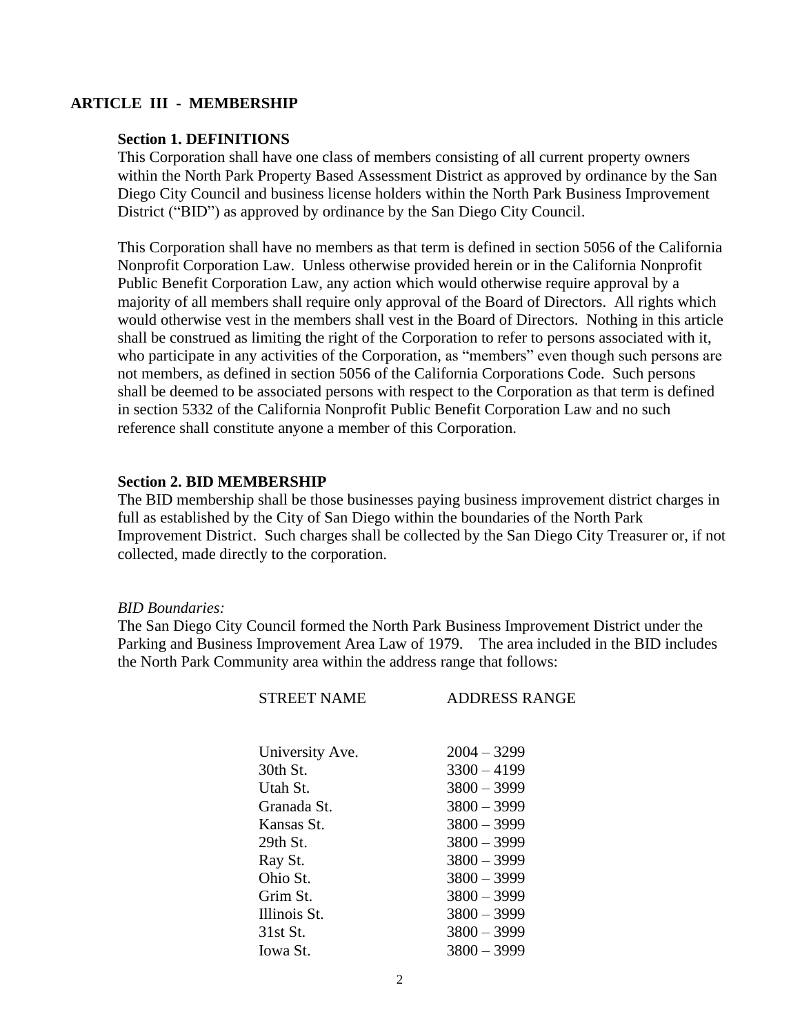## ARTICLE III - MEMBERSHIP

### Section 1. DEFINITIONS

This Corporation shall have one class of members consisting of all current property owners within the North Park Property Based Assessment District as approved by ordinance by the San Diego City Council and business license holders within the North Park Business Improvement District ("BID") as approved by ordinance by the San Diego City Council.

This Corporation shall have no members as that term is defined in section 5056 of the California Nonprofit Corporation Law. Unless otherwise provided herein or in the California Nonprofit Public Benefit Corporation Law, any action which would otherwise require approval by a majority of all members shall require only approval of the Board of Directors. All rights which would otherwise vest in the members shall vest in the Board of Directors. Nothing in this article shall be construed as limiting the right of the Corporation to refer to persons associated with it, who participate in any activities of the Corporation, as "members" even though such persons are not members, as defined in section 5056 of the California Corporations Code. Such persons shall be deemed to be associated persons with respect to the Corporation as that term is defined in section 5332 of the California Nonprofit Public Benefit Corporation Law and no such reference shall constitute anyone a member of this Corporation.

### Section 2. BID MEMBERSHIP

The BID membership shall be those businesses paying business improvement district charges in full as established by the City of San Diego within the boundaries of the North Park Improvement District. Such charges shall be collected by the San Diego City Treasurer or, if not collected, made directly to the corporation.

*BID Boundaries:*

The San Diego City Council formed the North Park Business Improvement District under the Parking and Business Improvement Area Law of 1979. The area included in the BID includes the North Park Community area within the address range that follows:

| STREET NAME | ADDRESS RANGE |
|---|---|
| University Ave. | 2004 – 3299 |
| 30th St. | 3300 – 4199 |
| Utah St. | 3800 – 3999 |
| Granada St. | 3800 – 3999 |
| Kansas St. | 3800 – 3999 |
| 29th St. | 3800 – 3999 |
| Ray St. | 3800 – 3999 |
| Ohio St. | 3800 – 3999 |
| Grim St. | 3800 – 3999 |
| Illinois St. | 3800 – 3999 |
| 31st St. | 3800 – 3999 |
| Iowa St. | 3800 – 3999 |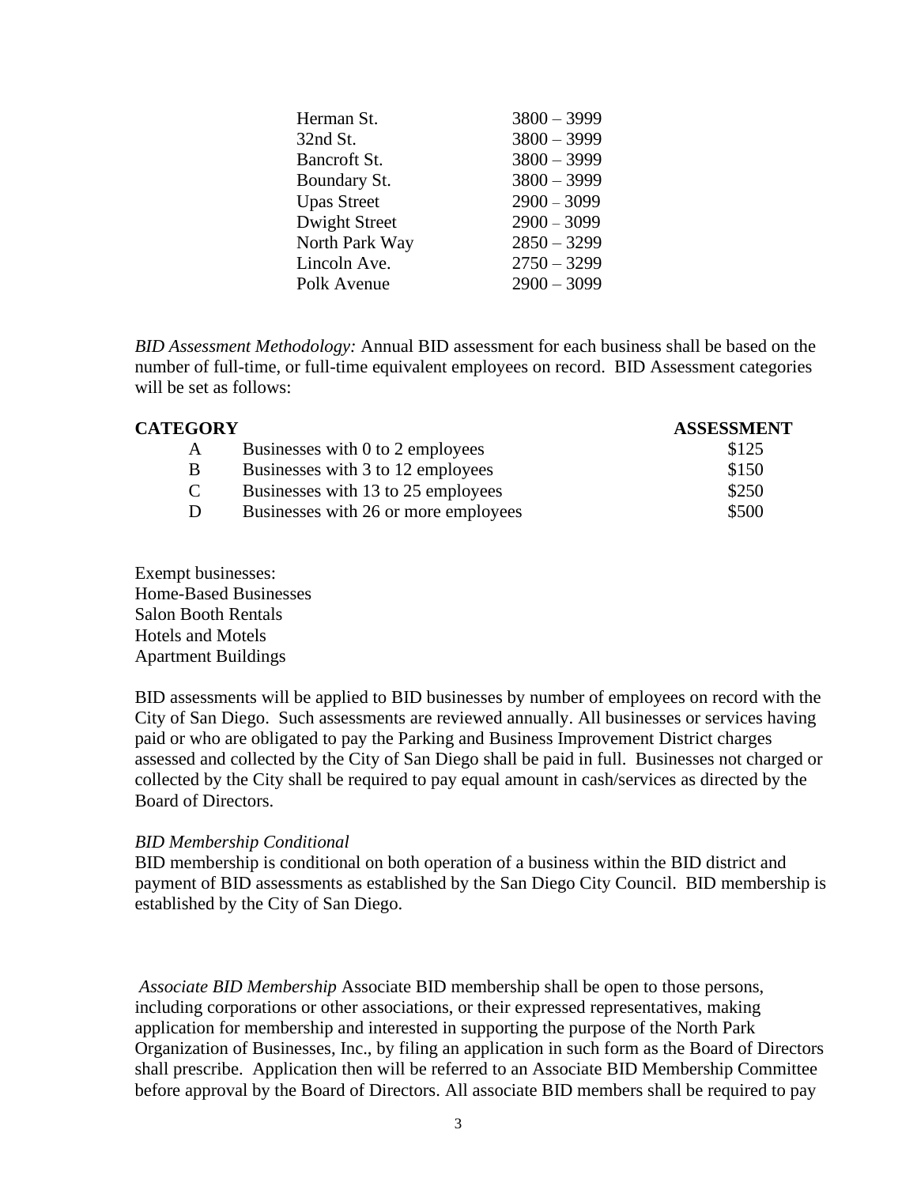| | |
|---|---|
| Herman St. | 3800 – 3999 |
| 32nd St. | 3800 – 3999 |
| Bancroft St. | 3800 – 3999 |
| Boundary St. | 3800 – 3999 |
| Upas Street | 2900 – 3099 |
| Dwight Street | 2900 – 3099 |
| North Park Way | 2850 – 3299 |
| Lincoln Ave. | 2750 – 3299 |
| Polk Avenue | 2900 – 3099 |

*BID Assessment Methodology:* Annual BID assessment for each business shall be based on the number of full-time, or full-time equivalent employees on record. BID Assessment categories will be set as follows:

| **CATEGORY** | | **ASSESSMENT** |
|---|---|---|
| A | Businesses with 0 to 2 employees | $125 |
| B | Businesses with 3 to 12 employees | $150 |
| C | Businesses with 13 to 25 employees | $250 |
| D | Businesses with 26 or more employees | $500 |

Exempt businesses:
Home-Based Businesses
Salon Booth Rentals
Hotels and Motels
Apartment Buildings

BID assessments will be applied to BID businesses by number of employees on record with the City of San Diego. Such assessments are reviewed annually. All businesses or services having paid or who are obligated to pay the Parking and Business Improvement District charges assessed and collected by the City of San Diego shall be paid in full. Businesses not charged or collected by the City shall be required to pay equal amount in cash/services as directed by the Board of Directors.

*BID Membership Conditional*
BID membership is conditional on both operation of a business within the BID district and payment of BID assessments as established by the San Diego City Council. BID membership is established by the City of San Diego.

*Associate BID Membership* Associate BID membership shall be open to those persons, including corporations or other associations, or their expressed representatives, making application for membership and interested in supporting the purpose of the North Park Organization of Businesses, Inc., by filing an application in such form as the Board of Directors shall prescribe. Application then will be referred to an Associate BID Membership Committee before approval by the Board of Directors. All associate BID members shall be required to pay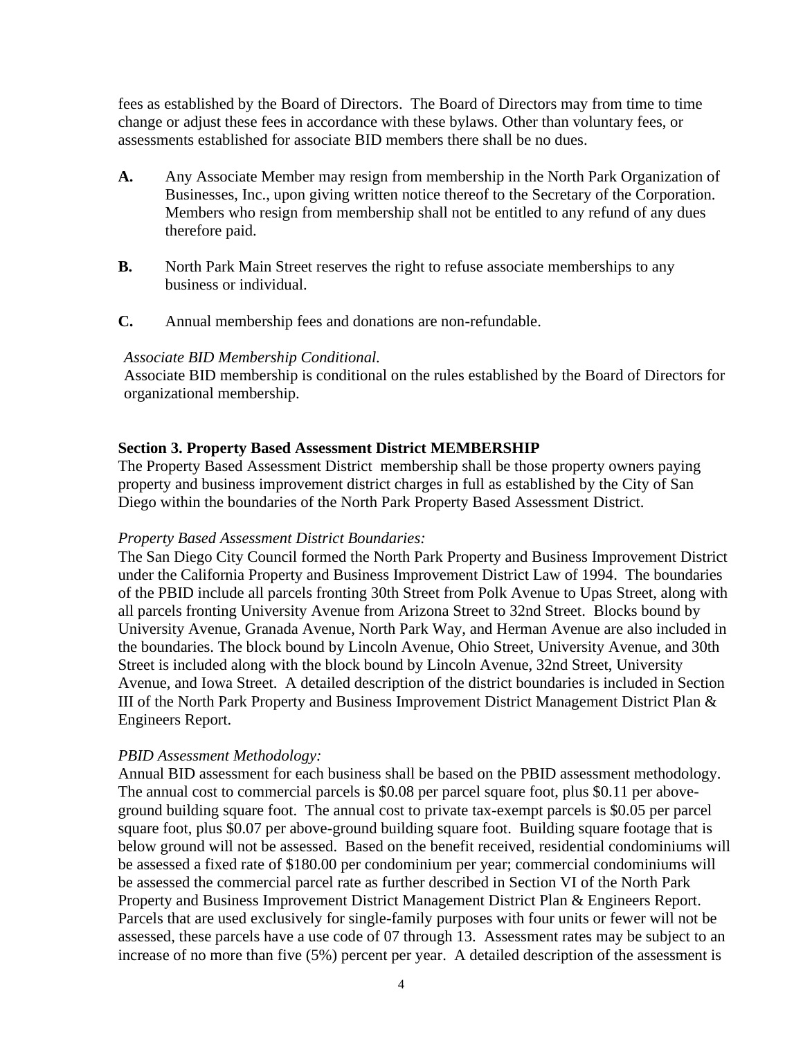fees as established by the Board of Directors. The Board of Directors may from time to time change or adjust these fees in accordance with these bylaws. Other than voluntary fees, or assessments established for associate BID members there shall be no dues.

**A.** Any Associate Member may resign from membership in the North Park Organization of Businesses, Inc., upon giving written notice thereof to the Secretary of the Corporation. Members who resign from membership shall not be entitled to any refund of any dues therefore paid.

**B.** North Park Main Street reserves the right to refuse associate memberships to any business or individual.

**C.** Annual membership fees and donations are non-refundable.

*Associate BID Membership Conditional.*
Associate BID membership is conditional on the rules established by the Board of Directors for organizational membership.

**Section 3. Property Based Assessment District MEMBERSHIP**
The Property Based Assessment District membership shall be those property owners paying property and business improvement district charges in full as established by the City of San Diego within the boundaries of the North Park Property Based Assessment District.

*Property Based Assessment District Boundaries:*
The San Diego City Council formed the North Park Property and Business Improvement District under the California Property and Business Improvement District Law of 1994. The boundaries of the PBID include all parcels fronting 30th Street from Polk Avenue to Upas Street, along with all parcels fronting University Avenue from Arizona Street to 32nd Street. Blocks bound by University Avenue, Granada Avenue, North Park Way, and Herman Avenue are also included in the boundaries. The block bound by Lincoln Avenue, Ohio Street, University Avenue, and 30th Street is included along with the block bound by Lincoln Avenue, 32nd Street, University Avenue, and Iowa Street. A detailed description of the district boundaries is included in Section III of the North Park Property and Business Improvement District Management District Plan & Engineers Report.

*PBID Assessment Methodology:*
Annual BID assessment for each business shall be based on the PBID assessment methodology. The annual cost to commercial parcels is $0.08 per parcel square foot, plus $0.11 per above-ground building square foot. The annual cost to private tax-exempt parcels is $0.05 per parcel square foot, plus $0.07 per above-ground building square foot. Building square footage that is below ground will not be assessed. Based on the benefit received, residential condominiums will be assessed a fixed rate of $180.00 per condominium per year; commercial condominiums will be assessed the commercial parcel rate as further described in Section VI of the North Park Property and Business Improvement District Management District Plan & Engineers Report. Parcels that are used exclusively for single-family purposes with four units or fewer will not be assessed, these parcels have a use code of 07 through 13. Assessment rates may be subject to an increase of no more than five (5%) percent per year. A detailed description of the assessment is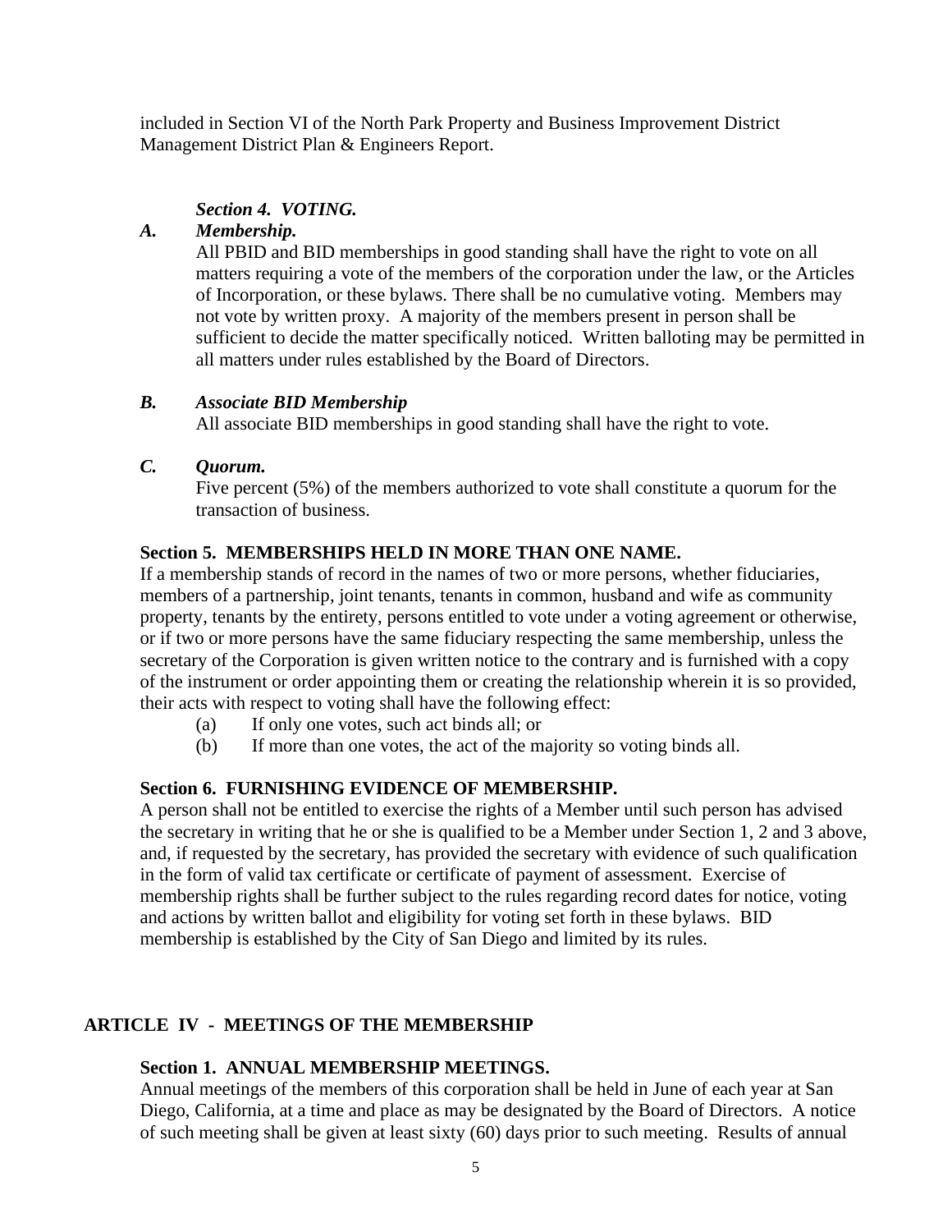included in Section VI of the North Park Property and Business Improvement District Management District Plan & Engineers Report.

***Section 4. VOTING.***

***A. Membership.***

All PBID and BID memberships in good standing shall have the right to vote on all matters requiring a vote of the members of the corporation under the law, or the Articles of Incorporation, or these bylaws. There shall be no cumulative voting. Members may not vote by written proxy. A majority of the members present in person shall be sufficient to decide the matter specifically noticed. Written balloting may be permitted in all matters under rules established by the Board of Directors.

***B. Associate BID Membership***

All associate BID memberships in good standing shall have the right to vote.

***C. Quorum.***

Five percent (5%) of the members authorized to vote shall constitute a quorum for the transaction of business.

**Section 5. MEMBERSHIPS HELD IN MORE THAN ONE NAME.**

If a membership stands of record in the names of two or more persons, whether fiduciaries, members of a partnership, joint tenants, tenants in common, husband and wife as community property, tenants by the entirety, persons entitled to vote under a voting agreement or otherwise, or if two or more persons have the same fiduciary respecting the same membership, unless the secretary of the Corporation is given written notice to the contrary and is furnished with a copy of the instrument or order appointing them or creating the relationship wherein it is so provided, their acts with respect to voting shall have the following effect:

(a) If only one votes, such act binds all; or

(b) If more than one votes, the act of the majority so voting binds all.

**Section 6. FURNISHING EVIDENCE OF MEMBERSHIP.**

A person shall not be entitled to exercise the rights of a Member until such person has advised the secretary in writing that he or she is qualified to be a Member under Section 1, 2 and 3 above, and, if requested by the secretary, has provided the secretary with evidence of such qualification in the form of valid tax certificate or certificate of payment of assessment. Exercise of membership rights shall be further subject to the rules regarding record dates for notice, voting and actions by written ballot and eligibility for voting set forth in these bylaws. BID membership is established by the City of San Diego and limited by its rules.

## ARTICLE IV - MEETINGS OF THE MEMBERSHIP

**Section 1. ANNUAL MEMBERSHIP MEETINGS.**

Annual meetings of the members of this corporation shall be held in June of each year at San Diego, California, at a time and place as may be designated by the Board of Directors. A notice of such meeting shall be given at least sixty (60) days prior to such meeting. Results of annual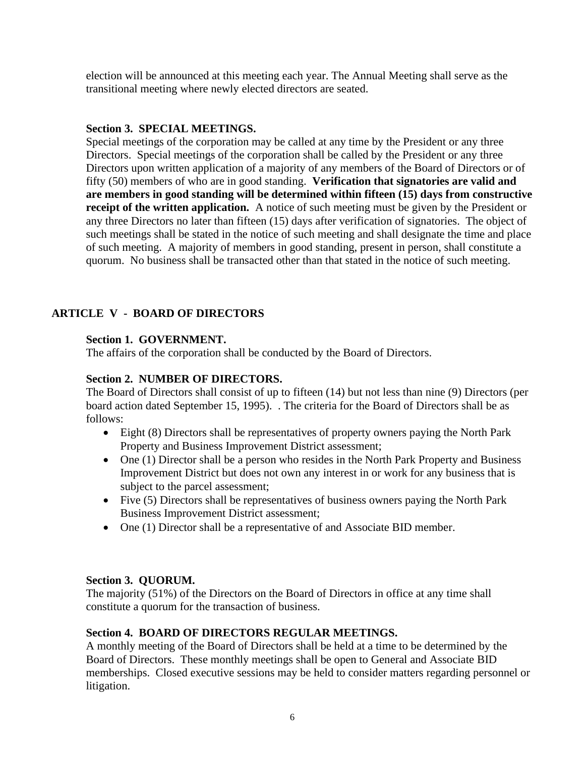election will be announced at this meeting each year. The Annual Meeting shall serve as the transitional meeting where newly elected directors are seated.

**Section 3. SPECIAL MEETINGS.**

Special meetings of the corporation may be called at any time by the President or any three Directors. Special meetings of the corporation shall be called by the President or any three Directors upon written application of a majority of any members of the Board of Directors or of fifty (50) members of who are in good standing. **Verification that signatories are valid and are members in good standing will be determined within fifteen (15) days from constructive receipt of the written application.** A notice of such meeting must be given by the President or any three Directors no later than fifteen (15) days after verification of signatories. The object of such meetings shall be stated in the notice of such meeting and shall designate the time and place of such meeting. A majority of members in good standing, present in person, shall constitute a quorum. No business shall be transacted other than that stated in the notice of such meeting.

## ARTICLE V - BOARD OF DIRECTORS

**Section 1. GOVERNMENT.**

The affairs of the corporation shall be conducted by the Board of Directors.

**Section 2. NUMBER OF DIRECTORS.**

The Board of Directors shall consist of up to fifteen (14) but not less than nine (9) Directors (per board action dated September 15, 1995). . The criteria for the Board of Directors shall be as follows:

- Eight (8) Directors shall be representatives of property owners paying the North Park Property and Business Improvement District assessment;
- One (1) Director shall be a person who resides in the North Park Property and Business Improvement District but does not own any interest in or work for any business that is subject to the parcel assessment;
- Five (5) Directors shall be representatives of business owners paying the North Park Business Improvement District assessment;
- One (1) Director shall be a representative of and Associate BID member.

**Section 3. QUORUM.**

The majority (51%) of the Directors on the Board of Directors in office at any time shall constitute a quorum for the transaction of business.

**Section 4. BOARD OF DIRECTORS REGULAR MEETINGS.**

A monthly meeting of the Board of Directors shall be held at a time to be determined by the Board of Directors. These monthly meetings shall be open to General and Associate BID memberships. Closed executive sessions may be held to consider matters regarding personnel or litigation.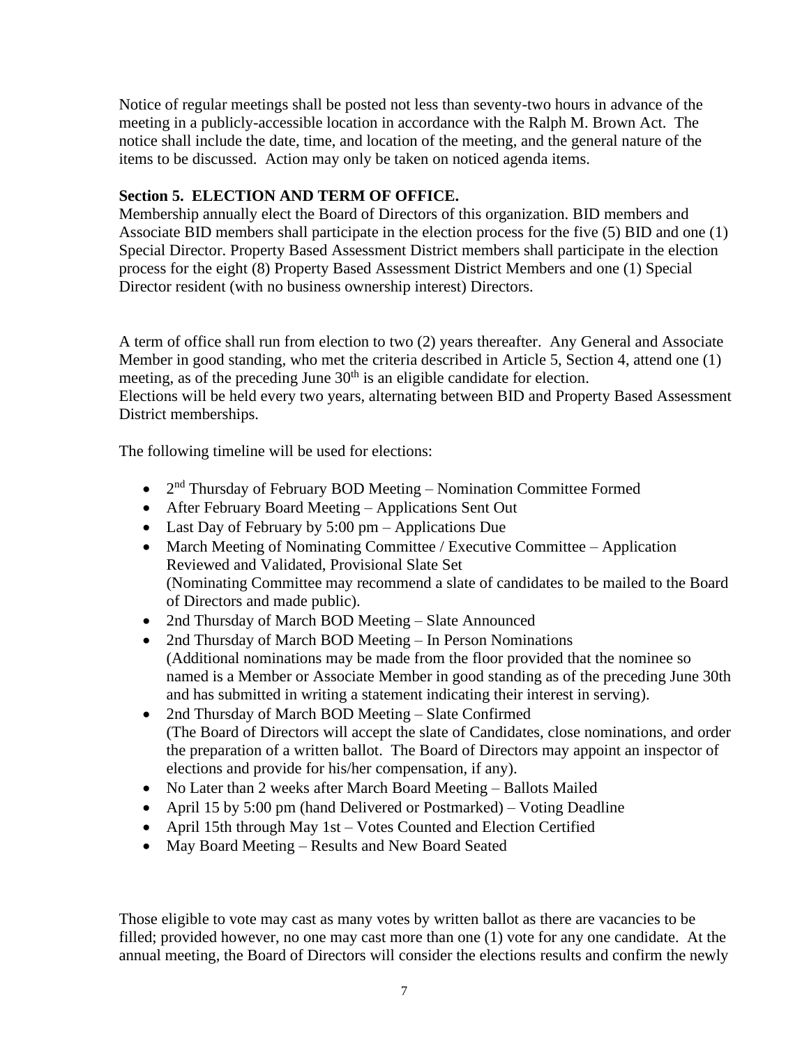Notice of regular meetings shall be posted not less than seventy-two hours in advance of the meeting in a publicly-accessible location in accordance with the Ralph M. Brown Act. The notice shall include the date, time, and location of the meeting, and the general nature of the items to be discussed. Action may only be taken on noticed agenda items.

**Section 5. ELECTION AND TERM OF OFFICE.**

Membership annually elect the Board of Directors of this organization. BID members and Associate BID members shall participate in the election process for the five (5) BID and one (1) Special Director. Property Based Assessment District members shall participate in the election process for the eight (8) Property Based Assessment District Members and one (1) Special Director resident (with no business ownership interest) Directors.

A term of office shall run from election to two (2) years thereafter. Any General and Associate Member in good standing, who met the criteria described in Article 5, Section 4, attend one (1) meeting, as of the preceding June 30th is an eligible candidate for election.
Elections will be held every two years, alternating between BID and Property Based Assessment District memberships.

The following timeline will be used for elections:

- 2nd Thursday of February BOD Meeting – Nomination Committee Formed
- After February Board Meeting – Applications Sent Out
- Last Day of February by 5:00 pm – Applications Due
- March Meeting of Nominating Committee / Executive Committee – Application Reviewed and Validated, Provisional Slate Set
  (Nominating Committee may recommend a slate of candidates to be mailed to the Board of Directors and made public).
- 2nd Thursday of March BOD Meeting – Slate Announced
- 2nd Thursday of March BOD Meeting – In Person Nominations
  (Additional nominations may be made from the floor provided that the nominee so named is a Member or Associate Member in good standing as of the preceding June 30th and has submitted in writing a statement indicating their interest in serving).
- 2nd Thursday of March BOD Meeting – Slate Confirmed
  (The Board of Directors will accept the slate of Candidates, close nominations, and order the preparation of a written ballot. The Board of Directors may appoint an inspector of elections and provide for his/her compensation, if any).
- No Later than 2 weeks after March Board Meeting – Ballots Mailed
- April 15 by 5:00 pm (hand Delivered or Postmarked) – Voting Deadline
- April 15th through May 1st – Votes Counted and Election Certified
- May Board Meeting – Results and New Board Seated

Those eligible to vote may cast as many votes by written ballot as there are vacancies to be filled; provided however, no one may cast more than one (1) vote for any one candidate. At the annual meeting, the Board of Directors will consider the elections results and confirm the newly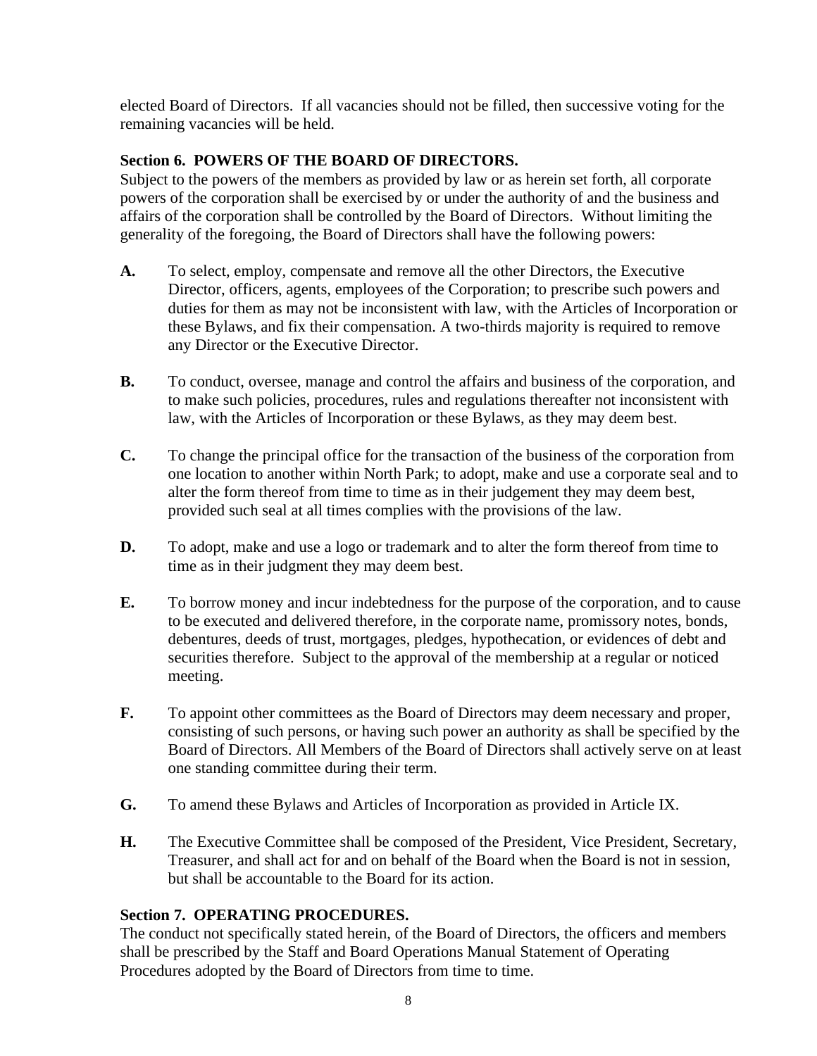elected Board of Directors. If all vacancies should not be filled, then successive voting for the remaining vacancies will be held.

**Section 6. POWERS OF THE BOARD OF DIRECTORS.**
Subject to the powers of the members as provided by law or as herein set forth, all corporate powers of the corporation shall be exercised by or under the authority of and the business and affairs of the corporation shall be controlled by the Board of Directors. Without limiting the generality of the foregoing, the Board of Directors shall have the following powers:

**A.** To select, employ, compensate and remove all the other Directors, the Executive Director, officers, agents, employees of the Corporation; to prescribe such powers and duties for them as may not be inconsistent with law, with the Articles of Incorporation or these Bylaws, and fix their compensation. A two-thirds majority is required to remove any Director or the Executive Director.

**B.** To conduct, oversee, manage and control the affairs and business of the corporation, and to make such policies, procedures, rules and regulations thereafter not inconsistent with law, with the Articles of Incorporation or these Bylaws, as they may deem best.

**C.** To change the principal office for the transaction of the business of the corporation from one location to another within North Park; to adopt, make and use a corporate seal and to alter the form thereof from time to time as in their judgement they may deem best, provided such seal at all times complies with the provisions of the law.

**D.** To adopt, make and use a logo or trademark and to alter the form thereof from time to time as in their judgment they may deem best.

**E.** To borrow money and incur indebtedness for the purpose of the corporation, and to cause to be executed and delivered therefore, in the corporate name, promissory notes, bonds, debentures, deeds of trust, mortgages, pledges, hypothecation, or evidences of debt and securities therefore. Subject to the approval of the membership at a regular or noticed meeting.

**F.** To appoint other committees as the Board of Directors may deem necessary and proper, consisting of such persons, or having such power an authority as shall be specified by the Board of Directors. All Members of the Board of Directors shall actively serve on at least one standing committee during their term.

**G.** To amend these Bylaws and Articles of Incorporation as provided in Article IX.

**H.** The Executive Committee shall be composed of the President, Vice President, Secretary, Treasurer, and shall act for and on behalf of the Board when the Board is not in session, but shall be accountable to the Board for its action.

**Section 7. OPERATING PROCEDURES.**
The conduct not specifically stated herein, of the Board of Directors, the officers and members shall be prescribed by the Staff and Board Operations Manual Statement of Operating Procedures adopted by the Board of Directors from time to time.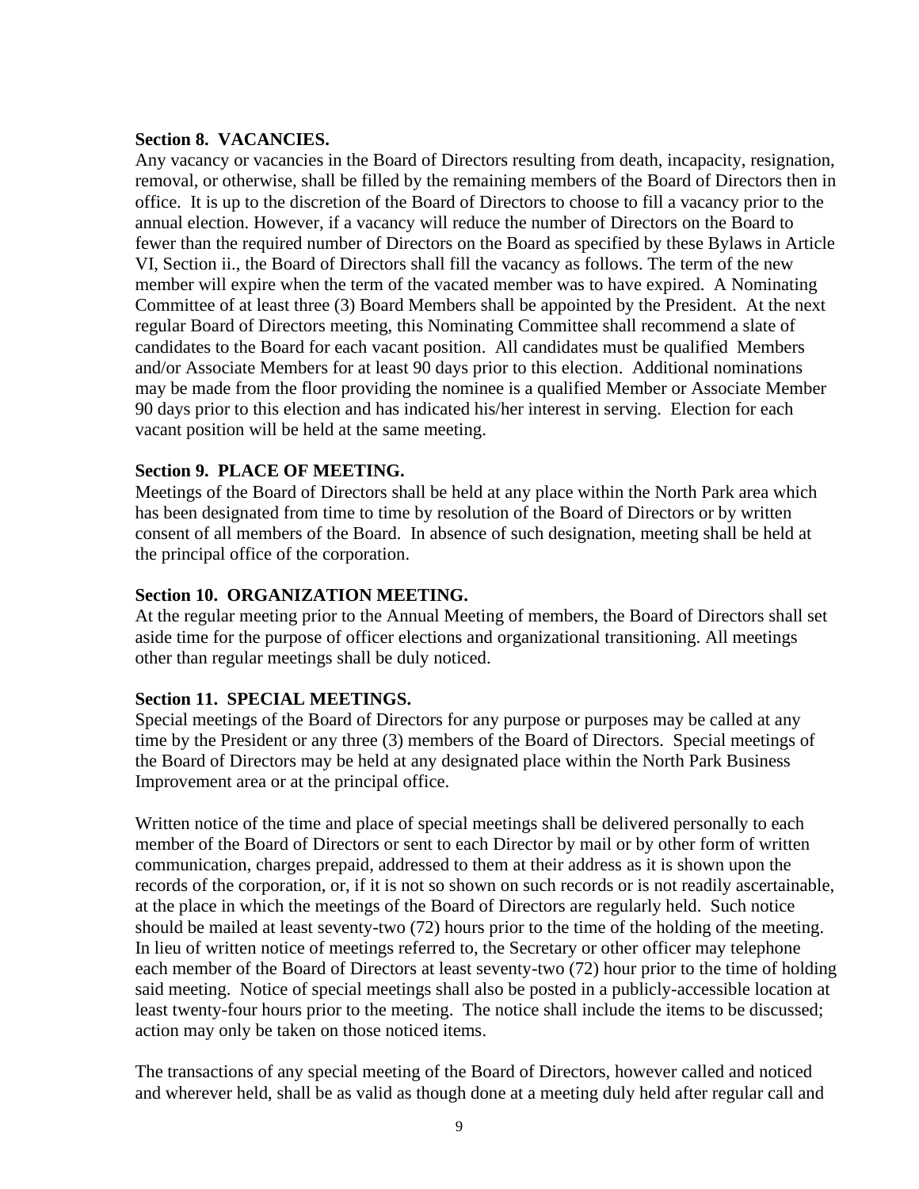**Section 8. VACANCIES.**
Any vacancy or vacancies in the Board of Directors resulting from death, incapacity, resignation, removal, or otherwise, shall be filled by the remaining members of the Board of Directors then in office. It is up to the discretion of the Board of Directors to choose to fill a vacancy prior to the annual election. However, if a vacancy will reduce the number of Directors on the Board to fewer than the required number of Directors on the Board as specified by these Bylaws in Article VI, Section ii., the Board of Directors shall fill the vacancy as follows. The term of the new member will expire when the term of the vacated member was to have expired. A Nominating Committee of at least three (3) Board Members shall be appointed by the President. At the next regular Board of Directors meeting, this Nominating Committee shall recommend a slate of candidates to the Board for each vacant position. All candidates must be qualified Members and/or Associate Members for at least 90 days prior to this election. Additional nominations may be made from the floor providing the nominee is a qualified Member or Associate Member 90 days prior to this election and has indicated his/her interest in serving. Election for each vacant position will be held at the same meeting.

**Section 9. PLACE OF MEETING.**
Meetings of the Board of Directors shall be held at any place within the North Park area which has been designated from time to time by resolution of the Board of Directors or by written consent of all members of the Board. In absence of such designation, meeting shall be held at the principal office of the corporation.

**Section 10. ORGANIZATION MEETING.**
At the regular meeting prior to the Annual Meeting of members, the Board of Directors shall set aside time for the purpose of officer elections and organizational transitioning. All meetings other than regular meetings shall be duly noticed.

**Section 11. SPECIAL MEETINGS.**
Special meetings of the Board of Directors for any purpose or purposes may be called at any time by the President or any three (3) members of the Board of Directors. Special meetings of the Board of Directors may be held at any designated place within the North Park Business Improvement area or at the principal office.

Written notice of the time and place of special meetings shall be delivered personally to each member of the Board of Directors or sent to each Director by mail or by other form of written communication, charges prepaid, addressed to them at their address as it is shown upon the records of the corporation, or, if it is not so shown on such records or is not readily ascertainable, at the place in which the meetings of the Board of Directors are regularly held. Such notice should be mailed at least seventy-two (72) hours prior to the time of the holding of the meeting. In lieu of written notice of meetings referred to, the Secretary or other officer may telephone each member of the Board of Directors at least seventy-two (72) hour prior to the time of holding said meeting. Notice of special meetings shall also be posted in a publicly-accessible location at least twenty-four hours prior to the meeting. The notice shall include the items to be discussed; action may only be taken on those noticed items.

The transactions of any special meeting of the Board of Directors, however called and noticed and wherever held, shall be as valid as though done at a meeting duly held after regular call and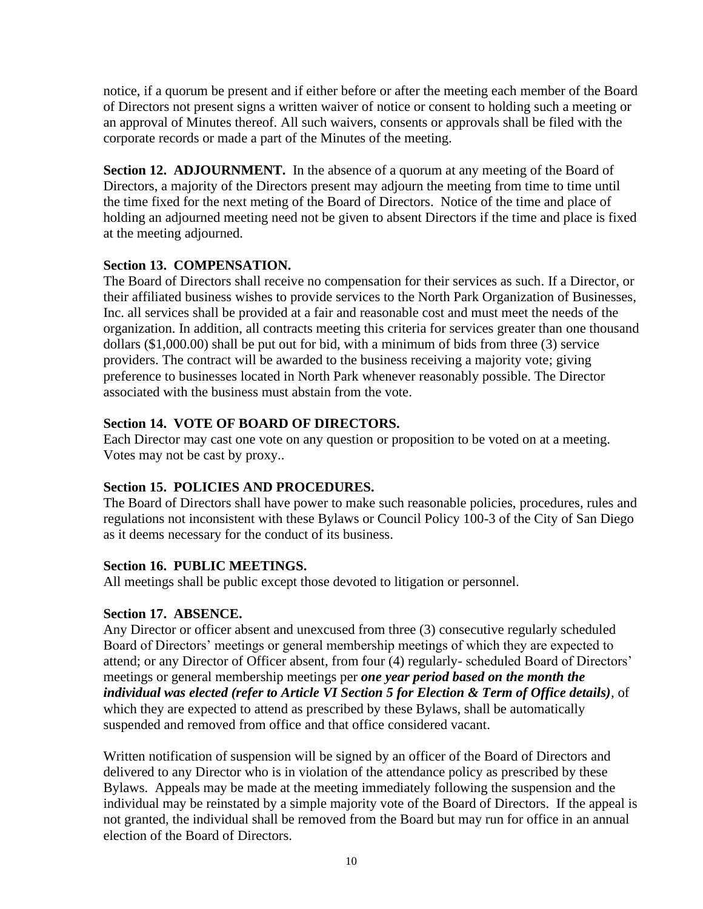notice, if a quorum be present and if either before or after the meeting each member of the Board of Directors not present signs a written waiver of notice or consent to holding such a meeting or an approval of Minutes thereof. All such waivers, consents or approvals shall be filed with the corporate records or made a part of the Minutes of the meeting.

**Section 12. ADJOURNMENT.** In the absence of a quorum at any meeting of the Board of Directors, a majority of the Directors present may adjourn the meeting from time to time until the time fixed for the next meting of the Board of Directors. Notice of the time and place of holding an adjourned meeting need not be given to absent Directors if the time and place is fixed at the meeting adjourned.

**Section 13. COMPENSATION.**

The Board of Directors shall receive no compensation for their services as such. If a Director, or their affiliated business wishes to provide services to the North Park Organization of Businesses, Inc. all services shall be provided at a fair and reasonable cost and must meet the needs of the organization. In addition, all contracts meeting this criteria for services greater than one thousand dollars ($1,000.00) shall be put out for bid, with a minimum of bids from three (3) service providers. The contract will be awarded to the business receiving a majority vote; giving preference to businesses located in North Park whenever reasonably possible. The Director associated with the business must abstain from the vote.

**Section 14. VOTE OF BOARD OF DIRECTORS.**

Each Director may cast one vote on any question or proposition to be voted on at a meeting. Votes may not be cast by proxy..

**Section 15. POLICIES AND PROCEDURES.**

The Board of Directors shall have power to make such reasonable policies, procedures, rules and regulations not inconsistent with these Bylaws or Council Policy 100-3 of the City of San Diego as it deems necessary for the conduct of its business.

**Section 16. PUBLIC MEETINGS.**

All meetings shall be public except those devoted to litigation or personnel.

**Section 17. ABSENCE.**

Any Director or officer absent and unexcused from three (3) consecutive regularly scheduled Board of Directors' meetings or general membership meetings of which they are expected to attend; or any Director of Officer absent, from four (4) regularly- scheduled Board of Directors' meetings or general membership meetings per ***one year period based on the month the individual was elected (refer to Article VI Section 5 for Election & Term of Office details)***, of which they are expected to attend as prescribed by these Bylaws, shall be automatically suspended and removed from office and that office considered vacant.

Written notification of suspension will be signed by an officer of the Board of Directors and delivered to any Director who is in violation of the attendance policy as prescribed by these Bylaws. Appeals may be made at the meeting immediately following the suspension and the individual may be reinstated by a simple majority vote of the Board of Directors. If the appeal is not granted, the individual shall be removed from the Board but may run for office in an annual election of the Board of Directors.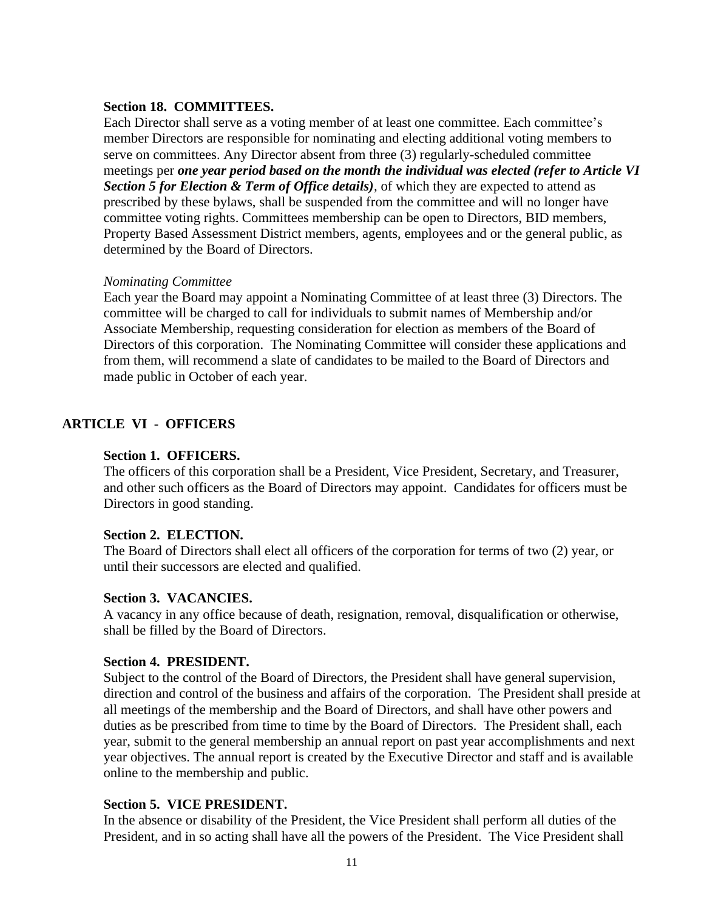**Section 18. COMMITTEES.**

Each Director shall serve as a voting member of at least one committee. Each committee's member Directors are responsible for nominating and electing additional voting members to serve on committees. Any Director absent from three (3) regularly-scheduled committee meetings per ***one year period based on the month the individual was elected (refer to Article VI Section 5 for Election & Term of Office details)***, of which they are expected to attend as prescribed by these bylaws, shall be suspended from the committee and will no longer have committee voting rights. Committees membership can be open to Directors, BID members, Property Based Assessment District members, agents, employees and or the general public, as determined by the Board of Directors.

*Nominating Committee*

Each year the Board may appoint a Nominating Committee of at least three (3) Directors. The committee will be charged to call for individuals to submit names of Membership and/or Associate Membership, requesting consideration for election as members of the Board of Directors of this corporation. The Nominating Committee will consider these applications and from them, will recommend a slate of candidates to be mailed to the Board of Directors and made public in October of each year.

## ARTICLE VI - OFFICERS

**Section 1. OFFICERS.**

The officers of this corporation shall be a President, Vice President, Secretary, and Treasurer, and other such officers as the Board of Directors may appoint. Candidates for officers must be Directors in good standing.

**Section 2. ELECTION.**

The Board of Directors shall elect all officers of the corporation for terms of two (2) year, or until their successors are elected and qualified.

**Section 3. VACANCIES.**

A vacancy in any office because of death, resignation, removal, disqualification or otherwise, shall be filled by the Board of Directors.

**Section 4. PRESIDENT.**

Subject to the control of the Board of Directors, the President shall have general supervision, direction and control of the business and affairs of the corporation. The President shall preside at all meetings of the membership and the Board of Directors, and shall have other powers and duties as be prescribed from time to time by the Board of Directors. The President shall, each year, submit to the general membership an annual report on past year accomplishments and next year objectives. The annual report is created by the Executive Director and staff and is available online to the membership and public.

**Section 5. VICE PRESIDENT.**

In the absence or disability of the President, the Vice President shall perform all duties of the President, and in so acting shall have all the powers of the President. The Vice President shall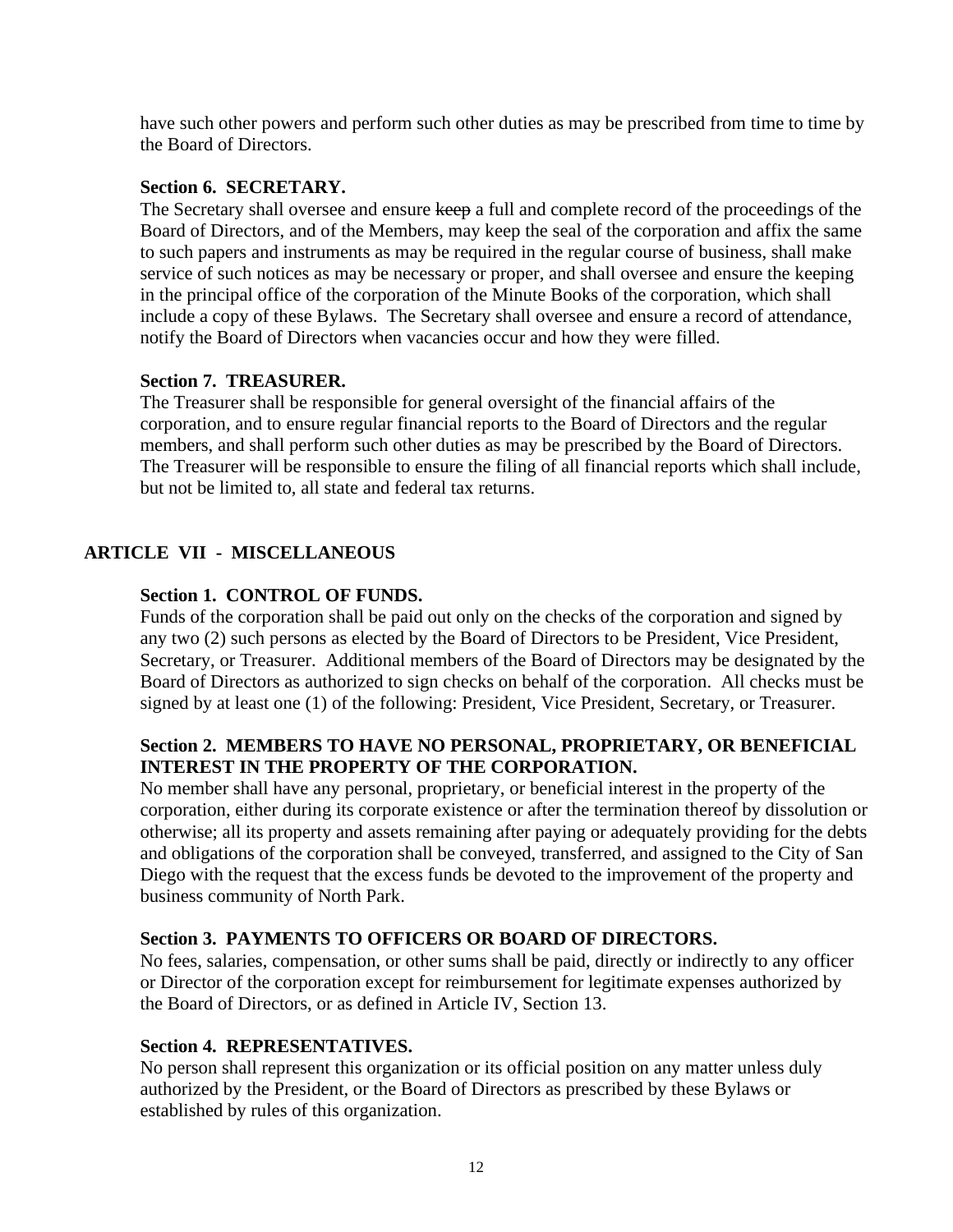have such other powers and perform such other duties as may be prescribed from time to time by the Board of Directors.

**Section 6. SECRETARY.**

The Secretary shall oversee and ensure ~~keep~~ a full and complete record of the proceedings of the Board of Directors, and of the Members, may keep the seal of the corporation and affix the same to such papers and instruments as may be required in the regular course of business, shall make service of such notices as may be necessary or proper, and shall oversee and ensure the keeping in the principal office of the corporation of the Minute Books of the corporation, which shall include a copy of these Bylaws. The Secretary shall oversee and ensure a record of attendance, notify the Board of Directors when vacancies occur and how they were filled.

**Section 7. TREASURER.**

The Treasurer shall be responsible for general oversight of the financial affairs of the corporation, and to ensure regular financial reports to the Board of Directors and the regular members, and shall perform such other duties as may be prescribed by the Board of Directors. The Treasurer will be responsible to ensure the filing of all financial reports which shall include, but not be limited to, all state and federal tax returns.

## ARTICLE VII - MISCELLANEOUS

**Section 1. CONTROL OF FUNDS.**

Funds of the corporation shall be paid out only on the checks of the corporation and signed by any two (2) such persons as elected by the Board of Directors to be President, Vice President, Secretary, or Treasurer. Additional members of the Board of Directors may be designated by the Board of Directors as authorized to sign checks on behalf of the corporation. All checks must be signed by at least one (1) of the following: President, Vice President, Secretary, or Treasurer.

**Section 2. MEMBERS TO HAVE NO PERSONAL, PROPRIETARY, OR BENEFICIAL INTEREST IN THE PROPERTY OF THE CORPORATION.**

No member shall have any personal, proprietary, or beneficial interest in the property of the corporation, either during its corporate existence or after the termination thereof by dissolution or otherwise; all its property and assets remaining after paying or adequately providing for the debts and obligations of the corporation shall be conveyed, transferred, and assigned to the City of San Diego with the request that the excess funds be devoted to the improvement of the property and business community of North Park.

**Section 3. PAYMENTS TO OFFICERS OR BOARD OF DIRECTORS.**

No fees, salaries, compensation, or other sums shall be paid, directly or indirectly to any officer or Director of the corporation except for reimbursement for legitimate expenses authorized by the Board of Directors, or as defined in Article IV, Section 13.

**Section 4. REPRESENTATIVES.**

No person shall represent this organization or its official position on any matter unless duly authorized by the President, or the Board of Directors as prescribed by these Bylaws or established by rules of this organization.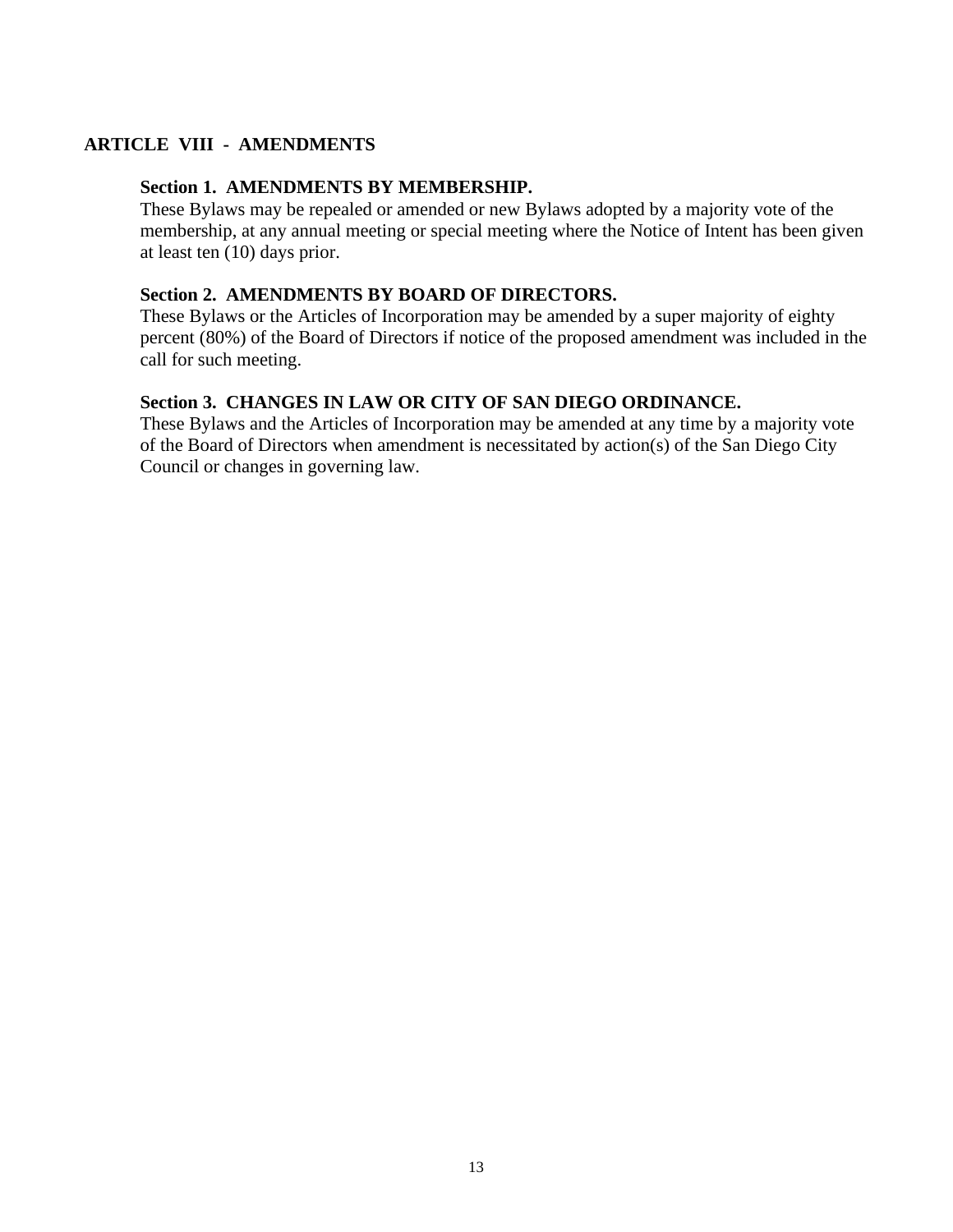## ARTICLE VIII - AMENDMENTS

### Section 1. AMENDMENTS BY MEMBERSHIP.

These Bylaws may be repealed or amended or new Bylaws adopted by a majority vote of the membership, at any annual meeting or special meeting where the Notice of Intent has been given at least ten (10) days prior.

### Section 2. AMENDMENTS BY BOARD OF DIRECTORS.

These Bylaws or the Articles of Incorporation may be amended by a super majority of eighty percent (80%) of the Board of Directors if notice of the proposed amendment was included in the call for such meeting.

### Section 3. CHANGES IN LAW OR CITY OF SAN DIEGO ORDINANCE.

These Bylaws and the Articles of Incorporation may be amended at any time by a majority vote of the Board of Directors when amendment is necessitated by action(s) of the San Diego City Council or changes in governing law.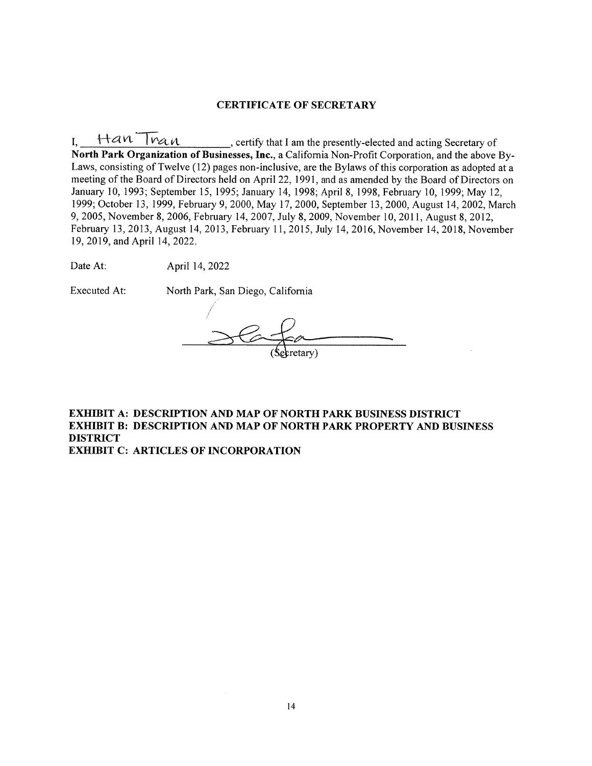## CERTIFICATE OF SECRETARY

I, Han Tran, certify that I am the presently-elected and acting Secretary of **North Park Organization of Businesses, Inc.**, a California Non-Profit Corporation, and the above By-Laws, consisting of Twelve (12) pages non-inclusive, are the Bylaws of this corporation as adopted at a meeting of the Board of Directors held on April 22, 1991, and as amended by the Board of Directors on January 10, 1993; September 15, 1995; January 14, 1998; April 8, 1998, February 10, 1999; May 12, 1999; October 13, 1999, February 9, 2000, May 17, 2000, September 13, 2000, August 14, 2002, March 9, 2005, November 8, 2006, February 14, 2007, July 8, 2009, November 10, 2011, August 8, 2012, February 13, 2013, August 14, 2013, February 11, 2015, July 14, 2016, November 14, 2018, November 19, 2019, and April 14, 2022.

Date At: April 14, 2022

Executed At: North Park, San Diego, California

(Secretary)

**EXHIBIT A: DESCRIPTION AND MAP OF NORTH PARK BUSINESS DISTRICT**
**EXHIBIT B: DESCRIPTION AND MAP OF NORTH PARK PROPERTY AND BUSINESS DISTRICT**
**EXHIBIT C: ARTICLES OF INCORPORATION**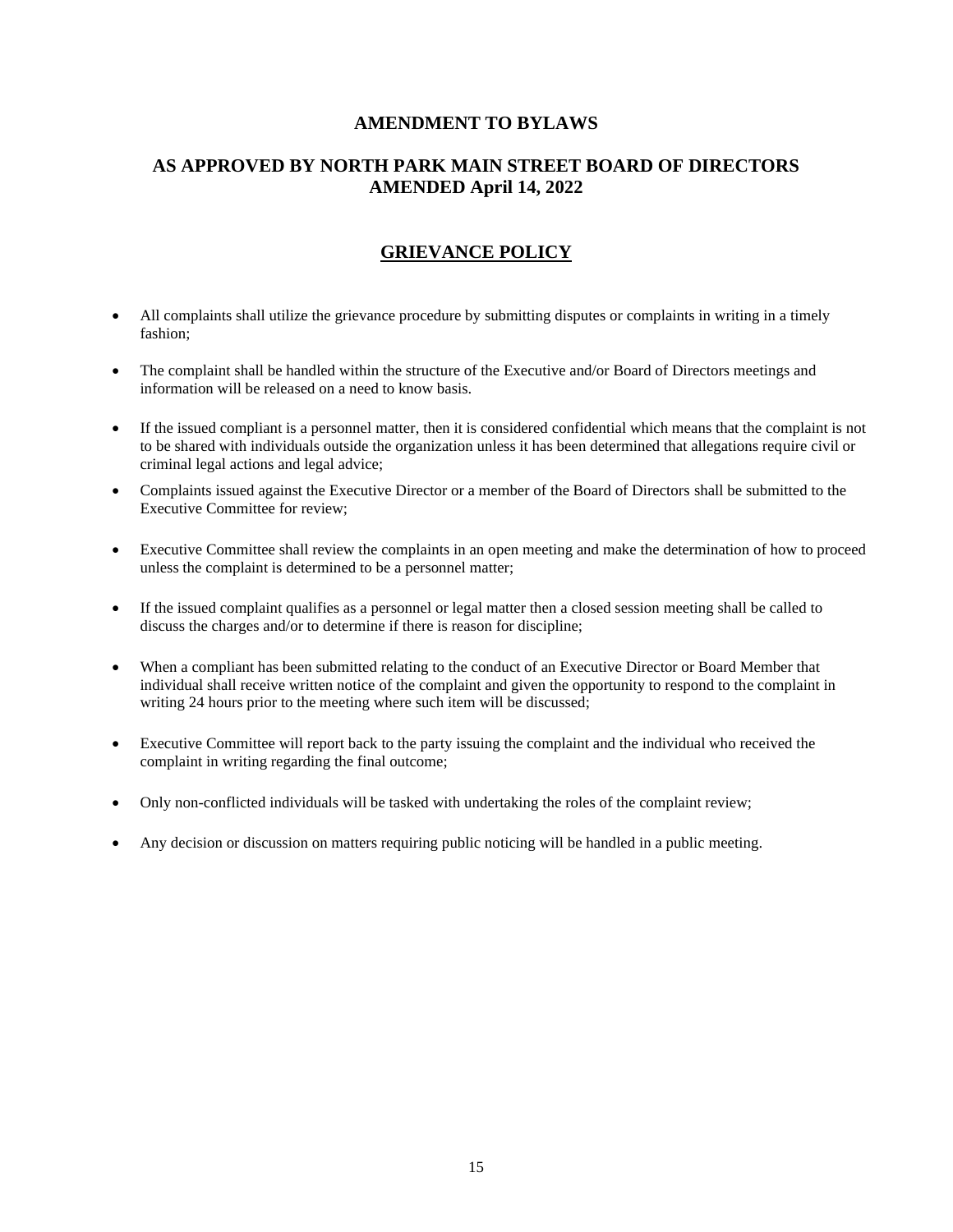# AMENDMENT TO BYLAWS

## AS APPROVED BY NORTH PARK MAIN STREET BOARD OF DIRECTORS AMENDED April 14, 2022

## GRIEVANCE POLICY

- All complaints shall utilize the grievance procedure by submitting disputes or complaints in writing in a timely fashion;
- The complaint shall be handled within the structure of the Executive and/or Board of Directors meetings and information will be released on a need to know basis.
- If the issued compliant is a personnel matter, then it is considered confidential which means that the complaint is not to be shared with individuals outside the organization unless it has been determined that allegations require civil or criminal legal actions and legal advice;
- Complaints issued against the Executive Director or a member of the Board of Directors shall be submitted to the Executive Committee for review;
- Executive Committee shall review the complaints in an open meeting and make the determination of how to proceed unless the complaint is determined to be a personnel matter;
- If the issued complaint qualifies as a personnel or legal matter then a closed session meeting shall be called to discuss the charges and/or to determine if there is reason for discipline;
- When a compliant has been submitted relating to the conduct of an Executive Director or Board Member that individual shall receive written notice of the complaint and given the opportunity to respond to the complaint in writing 24 hours prior to the meeting where such item will be discussed;
- Executive Committee will report back to the party issuing the complaint and the individual who received the complaint in writing regarding the final outcome;
- Only non-conflicted individuals will be tasked with undertaking the roles of the complaint review;
- Any decision or discussion on matters requiring public noticing will be handled in a public meeting.